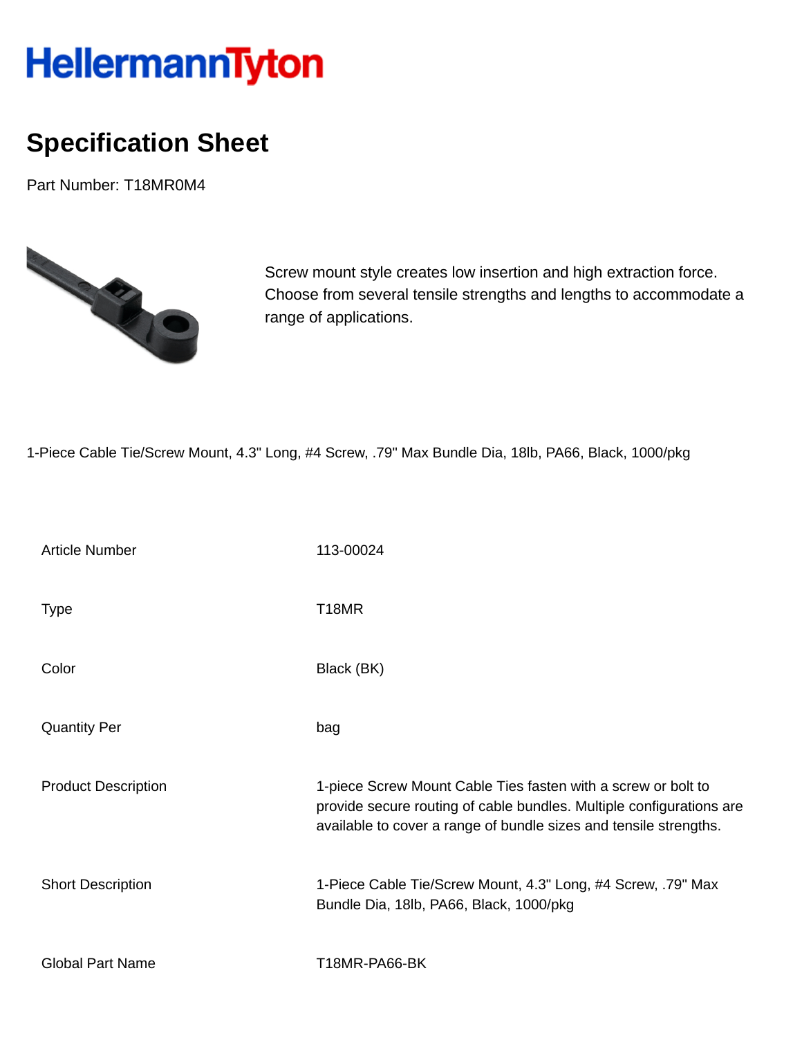HellermannTyton

# Specification Sheet

Part Number: T18MR0M4

Screw mount style creates low insertion and high extraction force. Choose from several tensile strengths and lengths to accommodate a range of applications.

1-Piece Cable Tie/Screw Mount, 4.3" Long, #4 Screw, .79" Max Bundle Dia, 18lb, PA66, Black, 1000/pkg

| | |
|---|---|
| Article Number | 113-00024 |
| Type | T18MR |
| Color | Black (BK) |
| Quantity Per | bag |
| Product Description | 1-piece Screw Mount Cable Ties fasten with a screw or bolt to provide secure routing of cable bundles. Multiple configurations are available to cover a range of bundle sizes and tensile strengths. |
| Short Description | 1-Piece Cable Tie/Screw Mount, 4.3" Long, #4 Screw, .79" Max Bundle Dia, 18lb, PA66, Black, 1000/pkg |
| Global Part Name | T18MR-PA66-BK |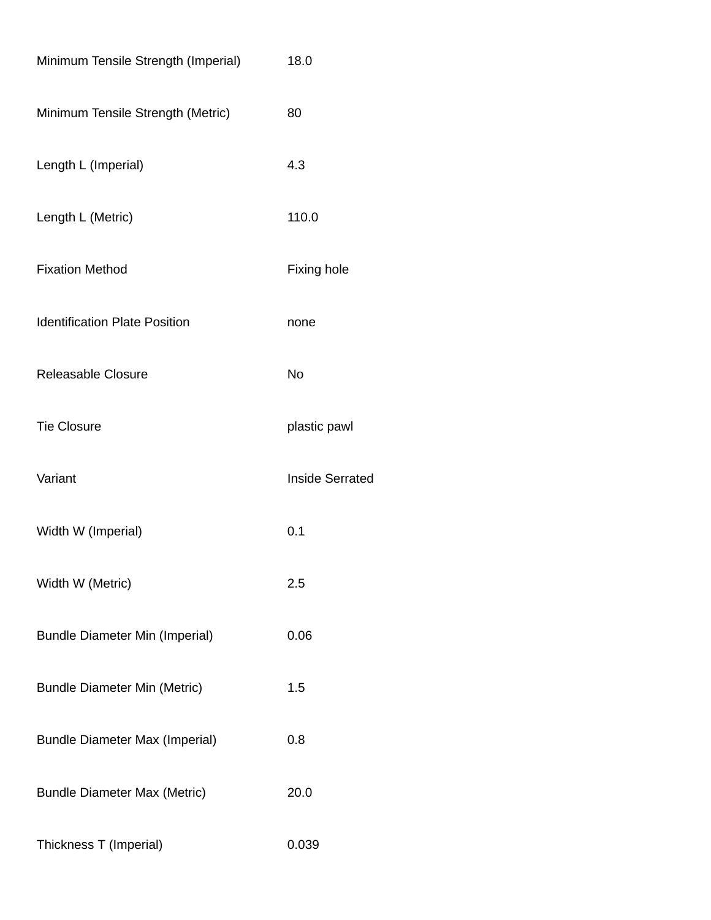| | |
|---|---|
| Minimum Tensile Strength (Imperial) | 18.0 |
| Minimum Tensile Strength (Metric) | 80 |
| Length L (Imperial) | 4.3 |
| Length L (Metric) | 110.0 |
| Fixation Method | Fixing hole |
| Identification Plate Position | none |
| Releasable Closure | No |
| Tie Closure | plastic pawl |
| Variant | Inside Serrated |
| Width W (Imperial) | 0.1 |
| Width W (Metric) | 2.5 |
| Bundle Diameter Min (Imperial) | 0.06 |
| Bundle Diameter Min (Metric) | 1.5 |
| Bundle Diameter Max (Imperial) | 0.8 |
| Bundle Diameter Max (Metric) | 20.0 |
| Thickness T (Imperial) | 0.039 |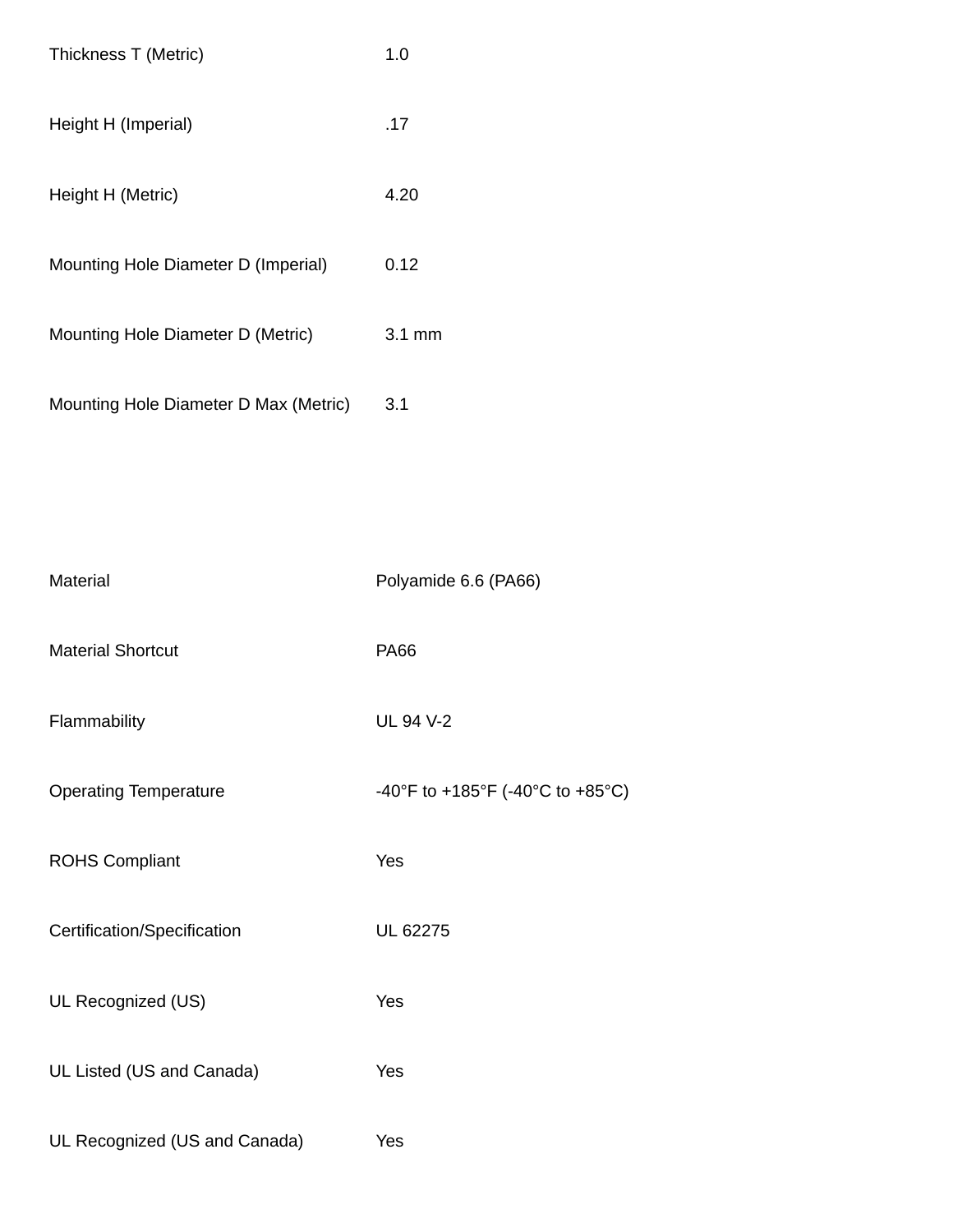| | |
|---|---|
| Thickness T (Metric) | 1.0 |
| Height H (Imperial) | .17 |
| Height H (Metric) | 4.20 |
| Mounting Hole Diameter D (Imperial) | 0.12 |
| Mounting Hole Diameter D (Metric) | 3.1 mm |
| Mounting Hole Diameter D Max (Metric) | 3.1 |

| | |
|---|---|
| Material | Polyamide 6.6 (PA66) |
| Material Shortcut | PA66 |
| Flammability | UL 94 V-2 |
| Operating Temperature | -40°F to +185°F (-40°C to +85°C) |
| ROHS Compliant | Yes |
| Certification/Specification | UL 62275 |
| UL Recognized (US) | Yes |
| UL Listed (US and Canada) | Yes |
| UL Recognized (US and Canada) | Yes |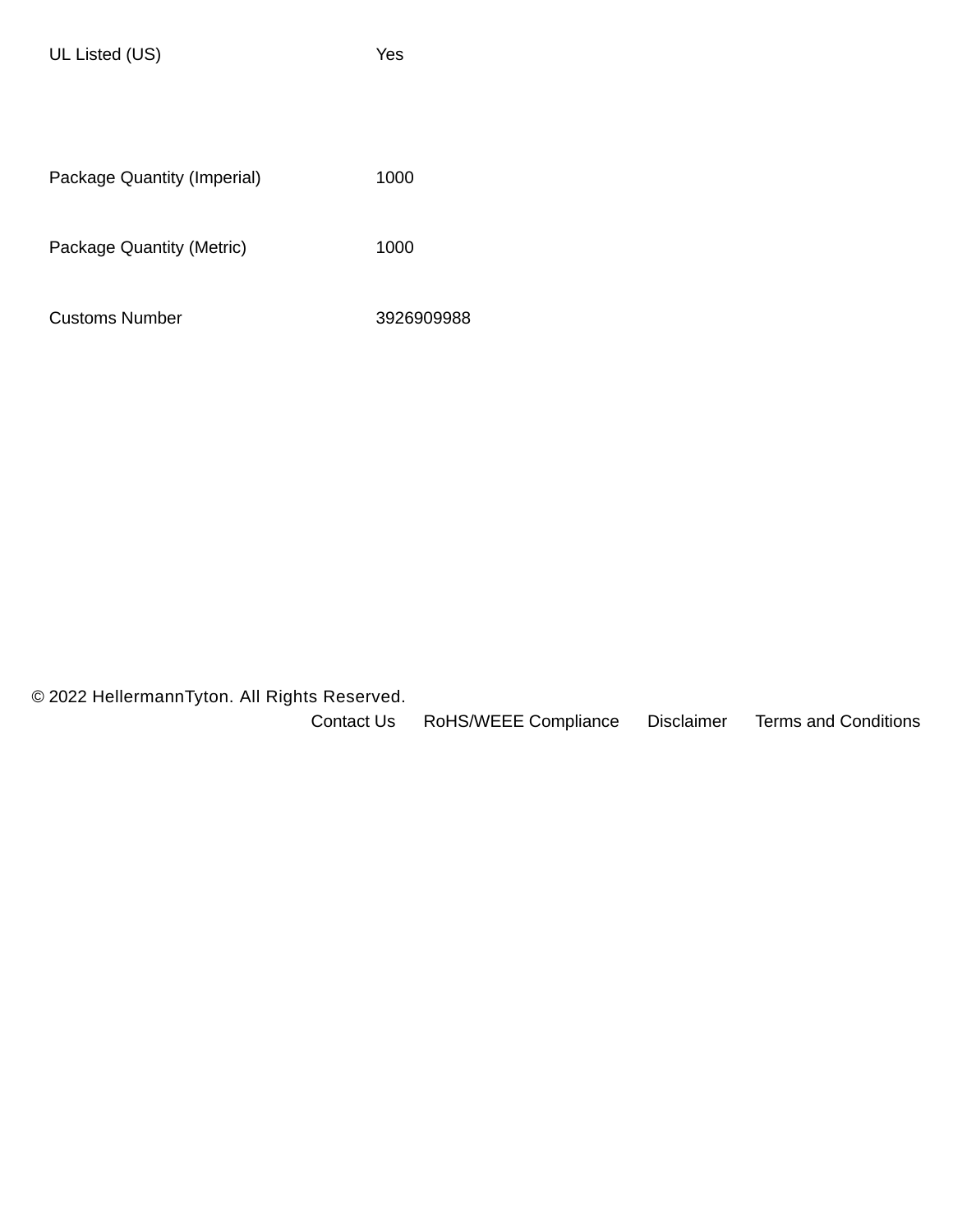| | |
|---|---|
| UL Listed (US) | Yes |
| Package Quantity (Imperial) | 1000 |
| Package Quantity (Metric) | 1000 |
| Customs Number | 3926909988 |

© 2022 HellermannTyton. All Rights Reserved.

Contact Us RoHS/WEEE Compliance Disclaimer Terms and Conditions